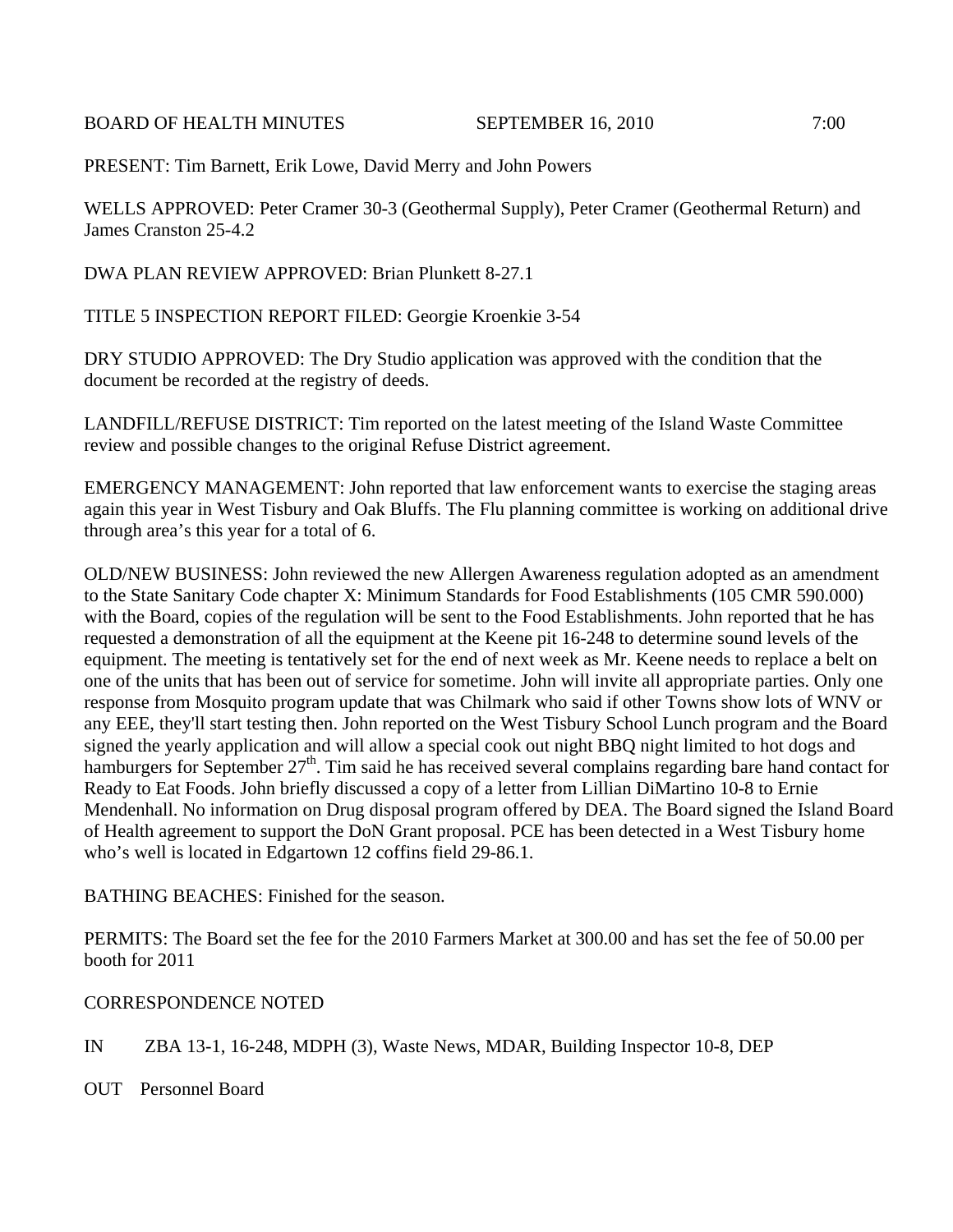BOARD OF HEALTH MINUTES SEPTEMBER 16, 2010 7:00

PRESENT: Tim Barnett, Erik Lowe, David Merry and John Powers

WELLS APPROVED: Peter Cramer 30-3 (Geothermal Supply), Peter Cramer (Geothermal Return) and James Cranston 25-4.2

DWA PLAN REVIEW APPROVED: Brian Plunkett 8-27.1

TITLE 5 INSPECTION REPORT FILED: Georgie Kroenkie 3-54

DRY STUDIO APPROVED: The Dry Studio application was approved with the condition that the document be recorded at the registry of deeds.

LANDFILL/REFUSE DISTRICT: Tim reported on the latest meeting of the Island Waste Committee review and possible changes to the original Refuse District agreement.

EMERGENCY MANAGEMENT: John reported that law enforcement wants to exercise the staging areas again this year in West Tisbury and Oak Bluffs. The Flu planning committee is working on additional drive through area's this year for a total of 6.

OLD/NEW BUSINESS: John reviewed the new Allergen Awareness regulation adopted as an amendment to the State Sanitary Code chapter X: Minimum Standards for Food Establishments (105 CMR 590.000) with the Board, copies of the regulation will be sent to the Food Establishments. John reported that he has requested a demonstration of all the equipment at the Keene pit 16-248 to determine sound levels of the equipment. The meeting is tentatively set for the end of next week as Mr. Keene needs to replace a belt on one of the units that has been out of service for sometime. John will invite all appropriate parties. Only one response from Mosquito program update that was Chilmark who said if other Towns show lots of WNV or any EEE, they'll start testing then. John reported on the West Tisbury School Lunch program and the Board signed the yearly application and will allow a special cook out night BBQ night limited to hot dogs and hamburgers for September 27th. Tim said he has received several complains regarding bare hand contact for Ready to Eat Foods. John briefly discussed a copy of a letter from Lillian DiMartino 10-8 to Ernie Mendenhall. No information on Drug disposal program offered by DEA. The Board signed the Island Board of Health agreement to support the DoN Grant proposal. PCE has been detected in a West Tisbury home who's well is located in Edgartown 12 coffins field 29-86.1.

BATHING BEACHES: Finished for the season.

PERMITS: The Board set the fee for the 2010 Farmers Market at 300.00 and has set the fee of 50.00 per booth for 2011

CORRESPONDENCE NOTED

IN ZBA 13-1, 16-248, MDPH (3), Waste News, MDAR, Building Inspector 10-8, DEP

OUT Personnel Board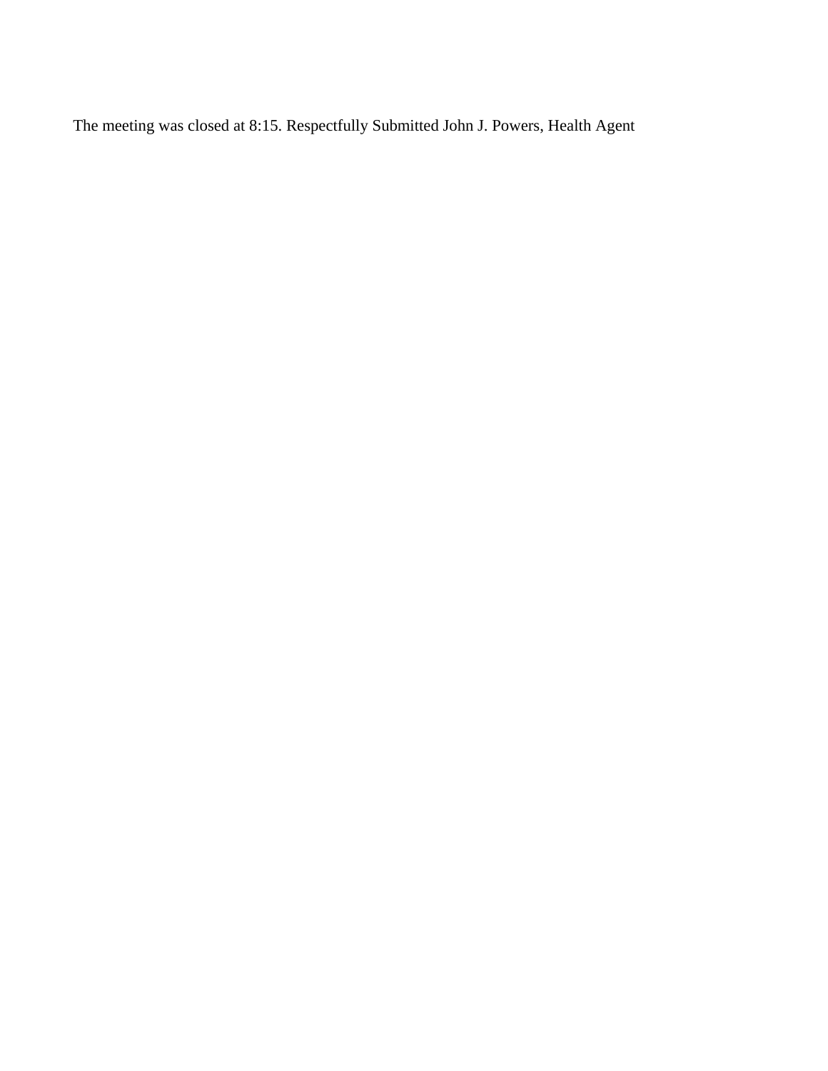The meeting was closed at 8:15. Respectfully Submitted John J. Powers, Health Agent